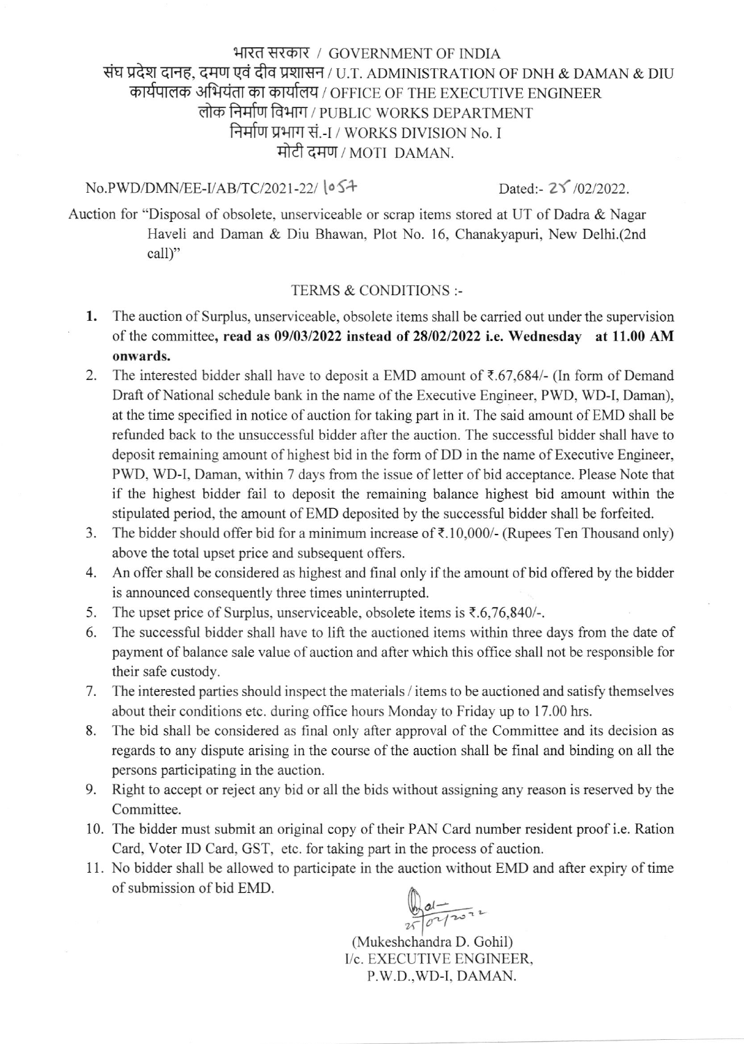भारत सरकार / GOVERNMENT OF INDIA
संघ प्रदेश दानह, दमण एवं दीव प्रशासन / U.T. ADMINISTRATION OF DNH & DAMAN & DIU
कार्यपालक अभियंता का कार्यालय / OFFICE OF THE EXECUTIVE ENGINEER
लोक निर्माण विभाग / PUBLIC WORKS DEPARTMENT
निर्माण प्रभाग सं.-I / WORKS DIVISION No. I
मोटी दमण / MOTI DAMAN.

No.PWD/DMN/EE-I/AB/TC/2021-22/ 1057 Dated:- 25/02/2022.

Auction for "Disposal of obsolete, unserviceable or scrap items stored at UT of Dadra & Nagar Haveli and Daman & Diu Bhawan, Plot No. 16, Chanakyapuri, New Delhi.(2nd call)"

TERMS & CONDITIONS :-

1. The auction of Surplus, unserviceable, obsolete items shall be carried out under the supervision of the committee, **read as 09/03/2022 instead of 28/02/2022 i.e. Wednesday at 11.00 AM onwards.**
2. The interested bidder shall have to deposit a EMD amount of ₹.67,684/- (In form of Demand Draft of National schedule bank in the name of the Executive Engineer, PWD, WD-I, Daman), at the time specified in notice of auction for taking part in it. The said amount of EMD shall be refunded back to the unsuccessful bidder after the auction. The successful bidder shall have to deposit remaining amount of highest bid in the form of DD in the name of Executive Engineer, PWD, WD-I, Daman, within 7 days from the issue of letter of bid acceptance. Please Note that if the highest bidder fail to deposit the remaining balance highest bid amount within the stipulated period, the amount of EMD deposited by the successful bidder shall be forfeited.
3. The bidder should offer bid for a minimum increase of ₹.10,000/- (Rupees Ten Thousand only) above the total upset price and subsequent offers.
4. An offer shall be considered as highest and final only if the amount of bid offered by the bidder is announced consequently three times uninterrupted.
5. The upset price of Surplus, unserviceable, obsolete items is ₹.6,76,840/-.
6. The successful bidder shall have to lift the auctioned items within three days from the date of payment of balance sale value of auction and after which this office shall not be responsible for their safe custody.
7. The interested parties should inspect the materials / items to be auctioned and satisfy themselves about their conditions etc. during office hours Monday to Friday up to 17.00 hrs.
8. The bid shall be considered as final only after approval of the Committee and its decision as regards to any dispute arising in the course of the auction shall be final and binding on all the persons participating in the auction.
9. Right to accept or reject any bid or all the bids without assigning any reason is reserved by the Committee.
10. The bidder must submit an original copy of their PAN Card number resident proof i.e. Ration Card, Voter ID Card, GST, etc. for taking part in the process of auction.
11. No bidder shall be allowed to participate in the auction without EMD and after expiry of time of submission of bid EMD.

25/02/2022

(Mukeshchandra D. Gohil)
I/c. EXECUTIVE ENGINEER,
P.W.D.,WD-I, DAMAN.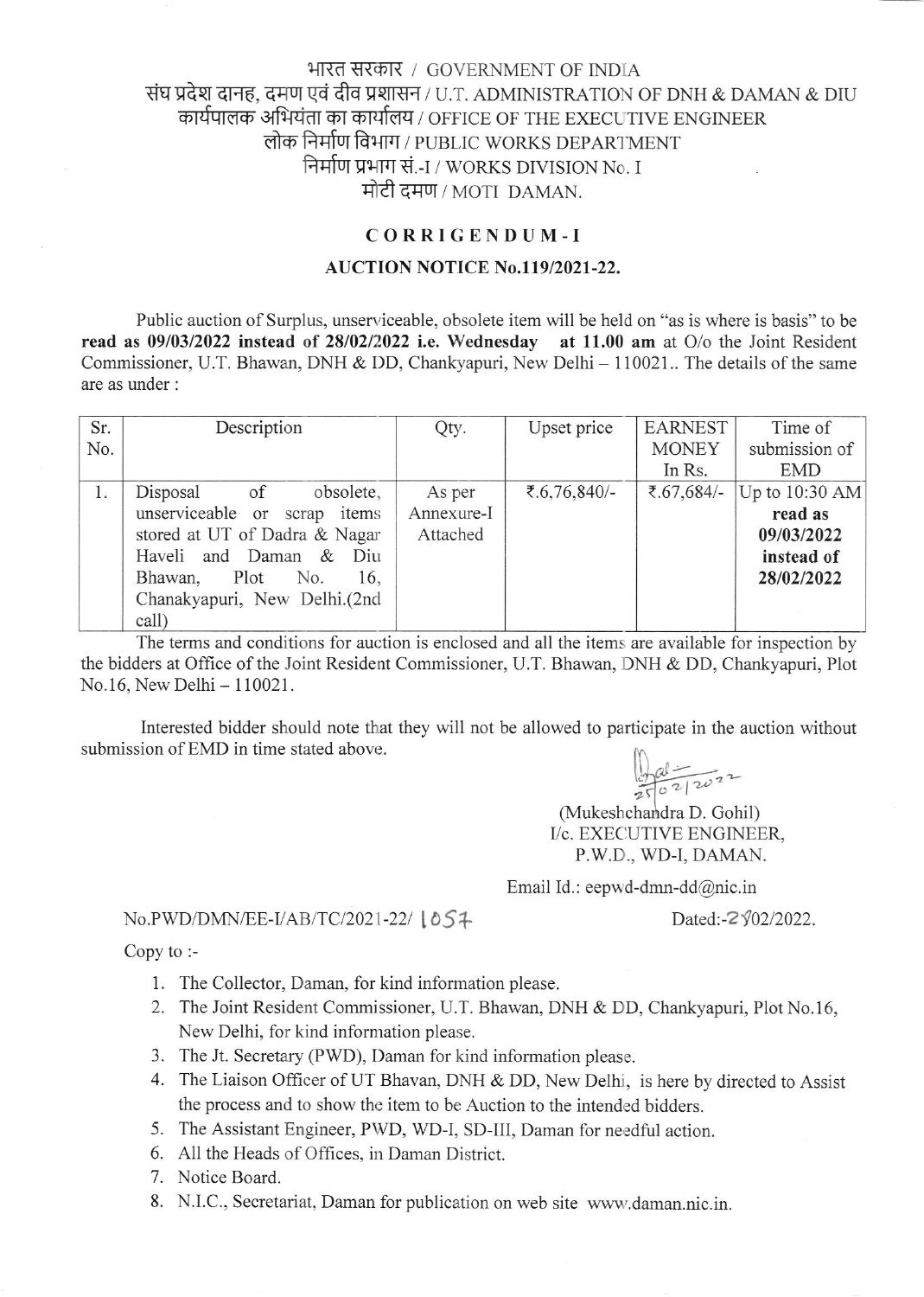भारत सरकार / GOVERNMENT OF INDIA

संघ प्रदेश दानह, दमण एवं दीव प्रशासन / U.T. ADMINISTRATION OF DNH & DAMAN & DIU

कार्यपालक अभियंता का कार्यालय / OFFICE OF THE EXECUTIVE ENGINEER

लोक निर्माण विभाग / PUBLIC WORKS DEPARTMENT

निर्माण प्रभाग सं.-I / WORKS DIVISION No. I

मोटी दमण / MOTI DAMAN.

## CORRIGENDUM-I

## AUCTION NOTICE No.119/2021-22.

Public auction of Surplus, unserviceable, obsolete item will be held on "as is where is basis" to be **read as 09/03/2022 instead of 28/02/2022 i.e. Wednesday at 11.00 am** at O/o the Joint Resident Commissioner, U.T. Bhawan, DNH & DD, Chankyapuri, New Delhi – 110021.. The details of the same are as under :

| Sr. No. | Description | Qty. | Upset price | EARNEST MONEY In Rs. | Time of submission of EMD |
|---|---|---|---|---|---|
| 1. | Disposal of obsolete, unserviceable or scrap items stored at UT of Dadra & Nagar Haveli and Daman & Diu Bhawan, Plot No. 16, Chanakyapuri, New Delhi.(2nd call) | As per Annexure-I Attached | ₹.6,76,840/- | ₹.67,684/- | Up to 10:30 AM **read as 09/03/2022 instead of 28/02/2022** |

The terms and conditions for auction is enclosed and all the items are available for inspection by the bidders at Office of the Joint Resident Commissioner, U.T. Bhawan, DNH & DD, Chankyapuri, Plot No.16, New Delhi – 110021.

Interested bidder should note that they will not be allowed to participate in the auction without submission of EMD in time stated above.

25/02/2022

(Mukeshchandra D. Gohil)
I/c. EXECUTIVE ENGINEER,
P.W.D., WD-I, DAMAN.

Email Id.: eepwd-dmn-dd@nic.in

No.PWD/DMN/EE-I/AB/TC/2021-22/ 1057    Dated:-25/02/2022.

Copy to :-

1. The Collector, Daman, for kind information please.
2. The Joint Resident Commissioner, U.T. Bhawan, DNH & DD, Chankyapuri, Plot No.16, New Delhi, for kind information please.
3. The Jt. Secretary (PWD), Daman for kind information please.
4. The Liaison Officer of UT Bhavan, DNH & DD, New Delhi, is here by directed to Assist the process and to show the item to be Auction to the intended bidders.
5. The Assistant Engineer, PWD, WD-I, SD-III, Daman for needful action.
6. All the Heads of Offices, in Daman District.
7. Notice Board.
8. N.I.C., Secretariat, Daman for publication on web site www.daman.nic.in.